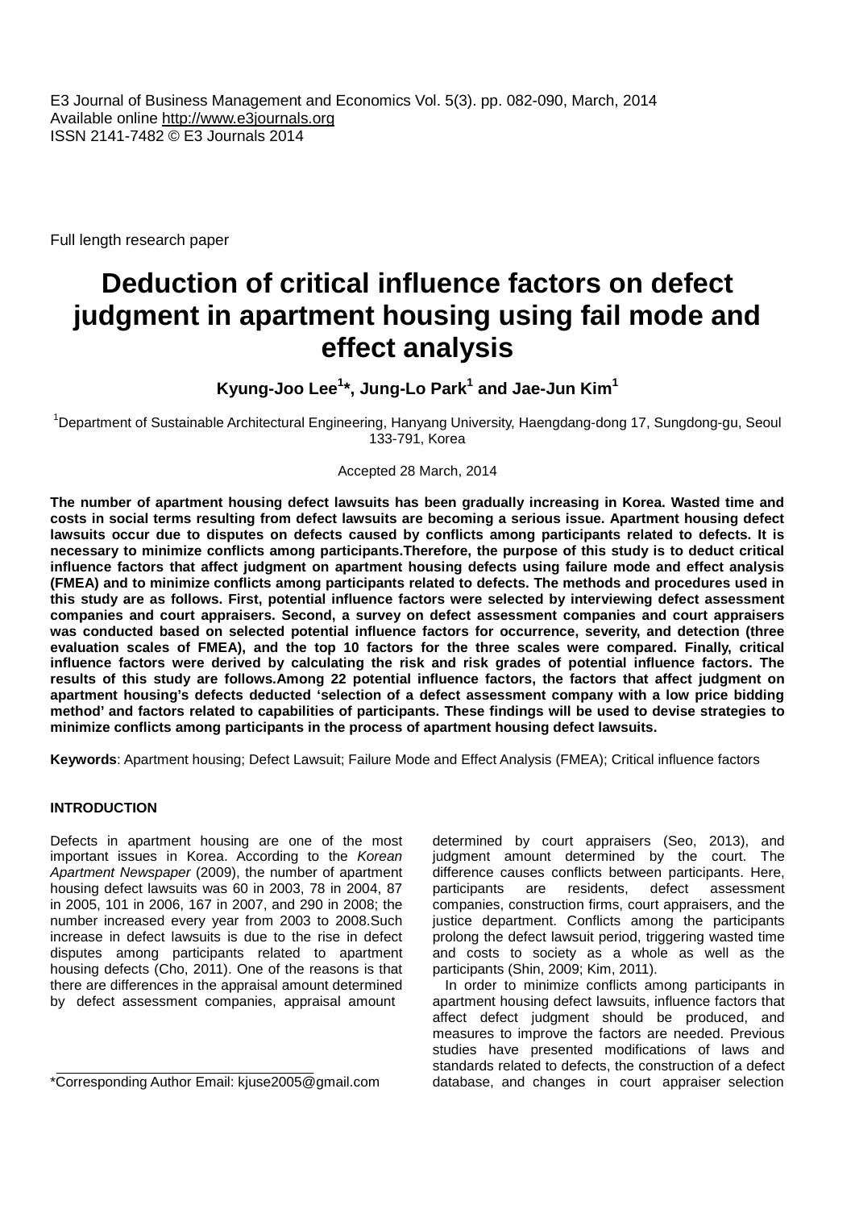E3 Journal of Business Management and Economics Vol. 5(3). pp. 082-090, March, 2014
Available online http://www.e3journals.org
ISSN 2141-7482 © E3 Journals 2014

Full length research paper

# Deduction of critical influence factors on defect judgment in apartment housing using fail mode and effect analysis

**Kyung-Joo Lee[1]*, Jung-Lo Park[1] and Jae-Jun Kim[1]**

[1]Department of Sustainable Architectural Engineering, Hanyang University, Haengdang-dong 17, Sungdong-gu, Seoul 133-791, Korea

Accepted 28 March, 2014

**The number of apartment housing defect lawsuits has been gradually increasing in Korea. Wasted time and costs in social terms resulting from defect lawsuits are becoming a serious issue. Apartment housing defect lawsuits occur due to disputes on defects caused by conflicts among participants related to defects. It is necessary to minimize conflicts among participants.Therefore, the purpose of this study is to deduct critical influence factors that affect judgment on apartment housing defects using failure mode and effect analysis (FMEA) and to minimize conflicts among participants related to defects. The methods and procedures used in this study are as follows. First, potential influence factors were selected by interviewing defect assessment companies and court appraisers. Second, a survey on defect assessment companies and court appraisers was conducted based on selected potential influence factors for occurrence, severity, and detection (three evaluation scales of FMEA), and the top 10 factors for the three scales were compared. Finally, critical influence factors were derived by calculating the risk and risk grades of potential influence factors. The results of this study are follows.Among 22 potential influence factors, the factors that affect judgment on apartment housing's defects deducted 'selection of a defect assessment company with a low price bidding method' and factors related to capabilities of participants. These findings will be used to devise strategies to minimize conflicts among participants in the process of apartment housing defect lawsuits.**

**Keywords**: Apartment housing; Defect Lawsuit; Failure Mode and Effect Analysis (FMEA); Critical influence factors

## INTRODUCTION

Defects in apartment housing are one of the most important issues in Korea. According to the *Korean Apartment Newspaper* (2009), the number of apartment housing defect lawsuits was 60 in 2003, 78 in 2004, 87 in 2005, 101 in 2006, 167 in 2007, and 290 in 2008; the number increased every year from 2003 to 2008.Such increase in defect lawsuits is due to the rise in defect disputes among participants related to apartment housing defects (Cho, 2011). One of the reasons is that there are differences in the appraisal amount determined by defect assessment companies, appraisal amount determined by court appraisers (Seo, 2013), and judgment amount determined by the court. The difference causes conflicts between participants. Here, participants are residents, defect assessment companies, construction firms, court appraisers, and the justice department. Conflicts among the participants prolong the defect lawsuit period, triggering wasted time and costs to society as a whole as well as the participants (Shin, 2009; Kim, 2011).

In order to minimize conflicts among participants in apartment housing defect lawsuits, influence factors that affect defect judgment should be produced, and measures to improve the factors are needed. Previous studies have presented modifications of laws and standards related to defects, the construction of a defect database, and changes in court appraiser selection

*Corresponding Author Email: kjuse2005@gmail.com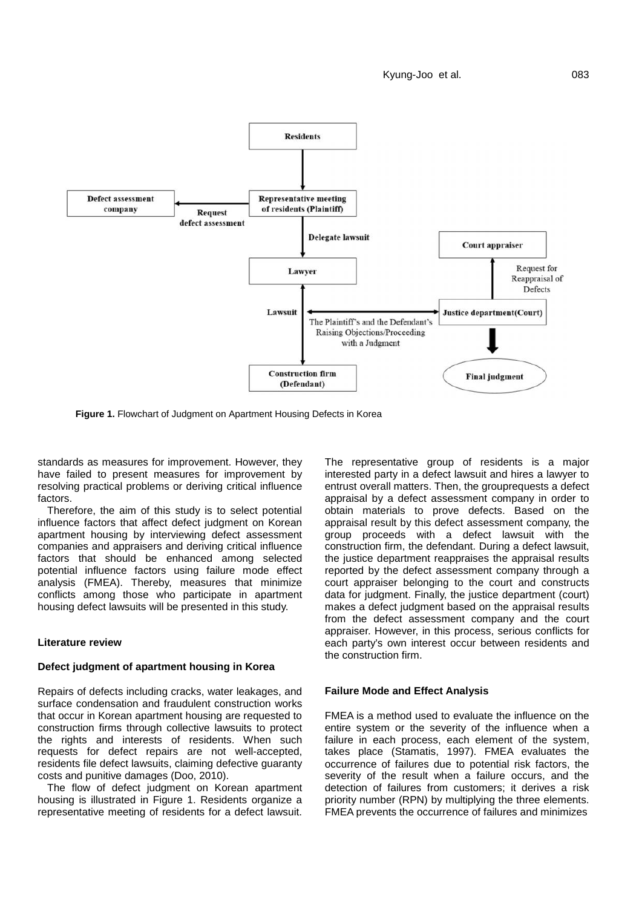**Figure 1.** Flowchart of Judgment on Apartment Housing Defects in Korea

standards as measures for improvement. However, they have failed to present measures for improvement by resolving practical problems or deriving critical influence factors.

Therefore, the aim of this study is to select potential influence factors that affect defect judgment on Korean apartment housing by interviewing defect assessment companies and appraisers and deriving critical influence factors that should be enhanced among selected potential influence factors using failure mode effect analysis (FMEA). Thereby, measures that minimize conflicts among those who participate in apartment housing defect lawsuits will be presented in this study.

## Literature review

### Defect judgment of apartment housing in Korea

Repairs of defects including cracks, water leakages, and surface condensation and fraudulent construction works that occur in Korean apartment housing are requested to construction firms through collective lawsuits to protect the rights and interests of residents. When such requests for defect repairs are not well-accepted, residents file defect lawsuits, claiming defective guaranty costs and punitive damages (Doo, 2010).

The flow of defect judgment on Korean apartment housing is illustrated in Figure 1. Residents organize a representative meeting of residents for a defect lawsuit. The representative group of residents is a major interested party in a defect lawsuit and hires a lawyer to entrust overall matters. Then, the grouprequests a defect appraisal by a defect assessment company in order to obtain materials to prove defects. Based on the appraisal result by this defect assessment company, the group proceeds with a defect lawsuit with the construction firm, the defendant. During a defect lawsuit, the justice department reappraises the appraisal results reported by the defect assessment company through a court appraiser belonging to the court and constructs data for judgment. Finally, the justice department (court) makes a defect judgment based on the appraisal results from the defect assessment company and the court appraiser. However, in this process, serious conflicts for each party's own interest occur between residents and the construction firm.

### Failure Mode and Effect Analysis

FMEA is a method used to evaluate the influence on the entire system or the severity of the influence when a failure in each process, each element of the system, takes place (Stamatis, 1997). FMEA evaluates the occurrence of failures due to potential risk factors, the severity of the result when a failure occurs, and the detection of failures from customers; it derives a risk priority number (RPN) by multiplying the three elements. FMEA prevents the occurrence of failures and minimizes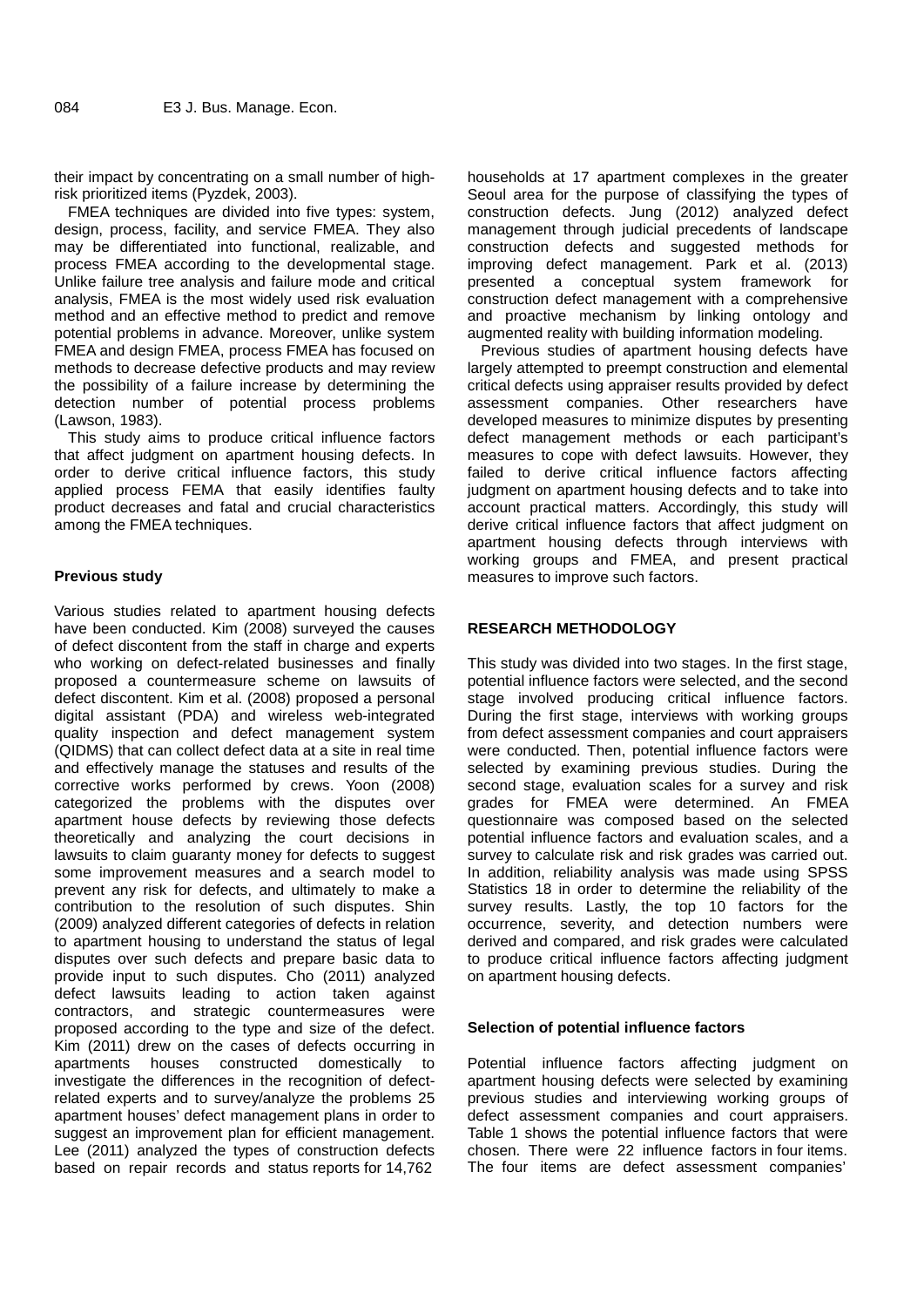their impact by concentrating on a small number of high-risk prioritized items (Pyzdek, 2003).

FMEA techniques are divided into five types: system, design, process, facility, and service FMEA. They also may be differentiated into functional, realizable, and process FMEA according to the developmental stage. Unlike failure tree analysis and failure mode and critical analysis, FMEA is the most widely used risk evaluation method and an effective method to predict and remove potential problems in advance. Moreover, unlike system FMEA and design FMEA, process FMEA has focused on methods to decrease defective products and may review the possibility of a failure increase by determining the detection number of potential process problems (Lawson, 1983).

This study aims to produce critical influence factors that affect judgment on apartment housing defects. In order to derive critical influence factors, this study applied process FEMA that easily identifies faulty product decreases and fatal and crucial characteristics among the FMEA techniques.

### Previous study

Various studies related to apartment housing defects have been conducted. Kim (2008) surveyed the causes of defect discontent from the staff in charge and experts who working on defect-related businesses and finally proposed a countermeasure scheme on lawsuits of defect discontent. Kim et al. (2008) proposed a personal digital assistant (PDA) and wireless web-integrated quality inspection and defect management system (QIDMS) that can collect defect data at a site in real time and effectively manage the statuses and results of the corrective works performed by crews. Yoon (2008) categorized the problems with the disputes over apartment house defects by reviewing those defects theoretically and analyzing the court decisions in lawsuits to claim guaranty money for defects to suggest some improvement measures and a search model to prevent any risk for defects, and ultimately to make a contribution to the resolution of such disputes. Shin (2009) analyzed different categories of defects in relation to apartment housing to understand the status of legal disputes over such defects and prepare basic data to provide input to such disputes. Cho (2011) analyzed defect lawsuits leading to action taken against contractors, and strategic countermeasures were proposed according to the type and size of the defect. Kim (2011) drew on the cases of defects occurring in apartments houses constructed domestically to investigate the differences in the recognition of defect-related experts and to survey/analyze the problems 25 apartment houses' defect management plans in order to suggest an improvement plan for efficient management. Lee (2011) analyzed the types of construction defects based on repair records and status reports for 14,762 households at 17 apartment complexes in the greater Seoul area for the purpose of classifying the types of construction defects. Jung (2012) analyzed defect management through judicial precedents of landscape construction defects and suggested methods for improving defect management. Park et al. (2013) presented a conceptual system framework for construction defect management with a comprehensive and proactive mechanism by linking ontology and augmented reality with building information modeling.

Previous studies of apartment housing defects have largely attempted to preempt construction and elemental critical defects using appraiser results provided by defect assessment companies. Other researchers have developed measures to minimize disputes by presenting defect management methods or each participant's measures to cope with defect lawsuits. However, they failed to derive critical influence factors affecting judgment on apartment housing defects and to take into account practical matters. Accordingly, this study will derive critical influence factors that affect judgment on apartment housing defects through interviews with working groups and FMEA, and present practical measures to improve such factors.

## RESEARCH METHODOLOGY

This study was divided into two stages. In the first stage, potential influence factors were selected, and the second stage involved producing critical influence factors. During the first stage, interviews with working groups from defect assessment companies and court appraisers were conducted. Then, potential influence factors were selected by examining previous studies. During the second stage, evaluation scales for a survey and risk grades for FMEA were determined. An FMEA questionnaire was composed based on the selected potential influence factors and evaluation scales, and a survey to calculate risk and risk grades was carried out. In addition, reliability analysis was made using SPSS Statistics 18 in order to determine the reliability of the survey results. Lastly, the top 10 factors for the occurrence, severity, and detection numbers were derived and compared, and risk grades were calculated to produce critical influence factors affecting judgment on apartment housing defects.

### Selection of potential influence factors

Potential influence factors affecting judgment on apartment housing defects were selected by examining previous studies and interviewing working groups of defect assessment companies and court appraisers. Table 1 shows the potential influence factors that were chosen. There were 22 influence factors in four items. The four items are defect assessment companies'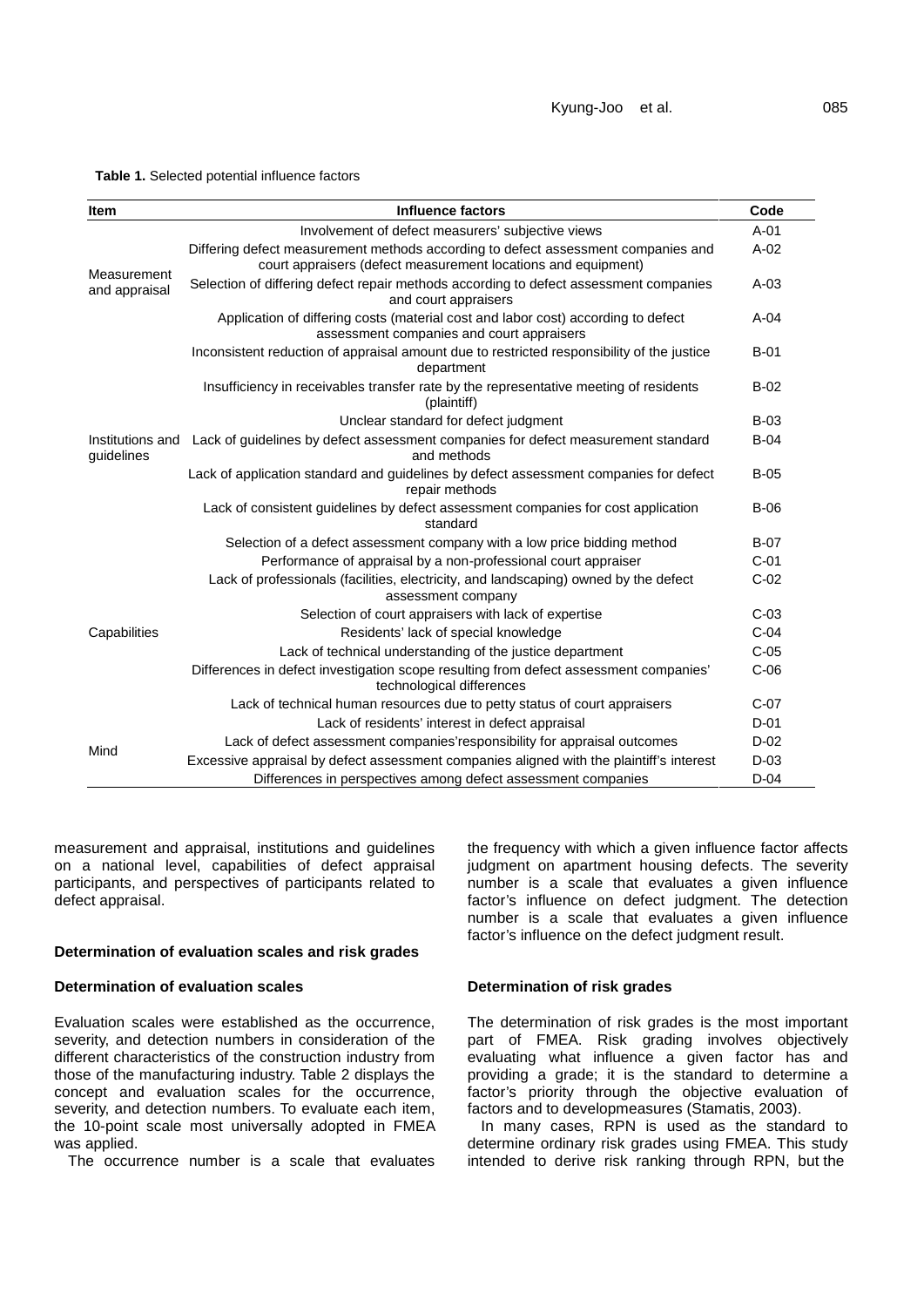**Table 1.** Selected potential influence factors

| Item | Influence factors | Code |
|---|---|---|
| Measurement and appraisal | Involvement of defect measurers' subjective views | A-01 |
| | Differing defect measurement methods according to defect assessment companies and court appraisers (defect measurement locations and equipment) | A-02 |
| | Selection of differing defect repair methods according to defect assessment companies and court appraisers | A-03 |
| | Application of differing costs (material cost and labor cost) according to defect assessment companies and court appraisers | A-04 |
| Institutions and guidelines | Inconsistent reduction of appraisal amount due to restricted responsibility of the justice department | B-01 |
| | Insufficiency in receivables transfer rate by the representative meeting of residents (plaintiff) | B-02 |
| | Unclear standard for defect judgment | B-03 |
| | Lack of guidelines by defect assessment companies for defect measurement standard and methods | B-04 |
| | Lack of application standard and guidelines by defect assessment companies for defect repair methods | B-05 |
| | Lack of consistent guidelines by defect assessment companies for cost application standard | B-06 |
| | Selection of a defect assessment company with a low price bidding method | B-07 |
| Capabilities | Performance of appraisal by a non-professional court appraiser | C-01 |
| | Lack of professionals (facilities, electricity, and landscaping) owned by the defect assessment company | C-02 |
| | Selection of court appraisers with lack of expertise | C-03 |
| | Residents' lack of special knowledge | C-04 |
| | Lack of technical understanding of the justice department | C-05 |
| | Differences in defect investigation scope resulting from defect assessment companies' technological differences | C-06 |
| | Lack of technical human resources due to petty status of court appraisers | C-07 |
| Mind | Lack of residents' interest in defect appraisal | D-01 |
| | Lack of defect assessment companies'responsibility for appraisal outcomes | D-02 |
| | Excessive appraisal by defect assessment companies aligned with the plaintiff's interest | D-03 |
| | Differences in perspectives among defect assessment companies | D-04 |

measurement and appraisal, institutions and guidelines on a national level, capabilities of defect appraisal participants, and perspectives of participants related to defect appraisal.

## Determination of evaluation scales and risk grades

### Determination of evaluation scales

Evaluation scales were established as the occurrence, severity, and detection numbers in consideration of the different characteristics of the construction industry from those of the manufacturing industry. Table 2 displays the concept and evaluation scales for the occurrence, severity, and detection numbers. To evaluate each item, the 10-point scale most universally adopted in FMEA was applied.

The occurrence number is a scale that evaluates the frequency with which a given influence factor affects judgment on apartment housing defects. The severity number is a scale that evaluates a given influence factor's influence on defect judgment. The detection number is a scale that evaluates a given influence factor's influence on the defect judgment result.

### Determination of risk grades

The determination of risk grades is the most important part of FMEA. Risk grading involves objectively evaluating what influence a given factor has and providing a grade; it is the standard to determine a factor's priority through the objective evaluation of factors and to developmeasures (Stamatis, 2003).

In many cases, RPN is used as the standard to determine ordinary risk grades using FMEA. This study intended to derive risk ranking through RPN, but the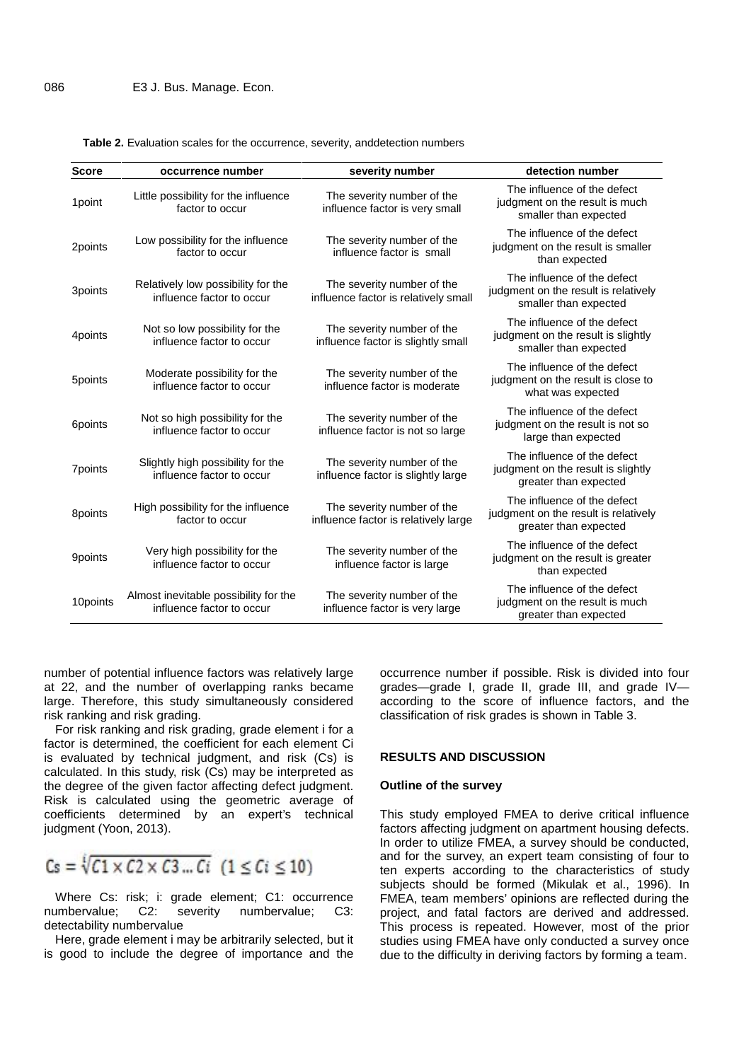**Table 2.** Evaluation scales for the occurrence, severity, anddetection numbers

| Score | occurrence number | severity number | detection number |
|---|---|---|---|
| 1point | Little possibility for the influence factor to occur | The severity number of the influence factor is very small | The influence of the defect judgment on the result is much smaller than expected |
| 2points | Low possibility for the influence factor to occur | The severity number of the influence factor is small | The influence of the defect judgment on the result is smaller than expected |
| 3points | Relatively low possibility for the influence factor to occur | The severity number of the influence factor is relatively small | The influence of the defect judgment on the result is relatively smaller than expected |
| 4points | Not so low possibility for the influence factor to occur | The severity number of the influence factor is slightly small | The influence of the defect judgment on the result is slightly smaller than expected |
| 5points | Moderate possibility for the influence factor to occur | The severity number of the influence factor is moderate | The influence of the defect judgment on the result is close to what was expected |
| 6points | Not so high possibility for the influence factor to occur | The severity number of the influence factor is not so large | The influence of the defect judgment on the result is not so large than expected |
| 7points | Slightly high possibility for the influence factor to occur | The severity number of the influence factor is slightly large | The influence of the defect judgment on the result is slightly greater than expected |
| 8points | High possibility for the influence factor to occur | The severity number of the influence factor is relatively large | The influence of the defect judgment on the result is relatively greater than expected |
| 9points | Very high possibility for the influence factor to occur | The severity number of the influence factor is large | The influence of the defect judgment on the result is greater than expected |
| 10points | Almost inevitable possibility for the influence factor to occur | The severity number of the influence factor is very large | The influence of the defect judgment on the result is much greater than expected |

number of potential influence factors was relatively large at 22, and the number of overlapping ranks became large. Therefore, this study simultaneously considered risk ranking and risk grading.

For risk ranking and risk grading, grade element i for a factor is determined, the coefficient for each element Ci is evaluated by technical judgment, and risk (Cs) is calculated. In this study, risk (Cs) may be interpreted as the degree of the given factor affecting defect judgment. Risk is calculated using the geometric average of coefficients determined by an expert's technical judgment (Yoon, 2013).

$$Cs = \sqrt[i]{C1 \times C2 \times C3 \ldots Ci} \quad (1 \leq Ci \leq 10)$$

Where Cs: risk; i: grade element; C1: occurrence numbervalue; C2: severity numbervalue; C3: detectability numbervalue

Here, grade element i may be arbitrarily selected, but it is good to include the degree of importance and the occurrence number if possible. Risk is divided into four grades—grade I, grade II, grade III, and grade IV—according to the score of influence factors, and the classification of risk grades is shown in Table 3.

## RESULTS AND DISCUSSION

### Outline of the survey

This study employed FMEA to derive critical influence factors affecting judgment on apartment housing defects. In order to utilize FMEA, a survey should be conducted, and for the survey, an expert team consisting of four to ten experts according to the characteristics of study subjects should be formed (Mikulak et al., 1996). In FMEA, team members' opinions are reflected during the project, and fatal factors are derived and addressed. This process is repeated. However, most of the prior studies using FMEA have only conducted a survey once due to the difficulty in deriving factors by forming a team.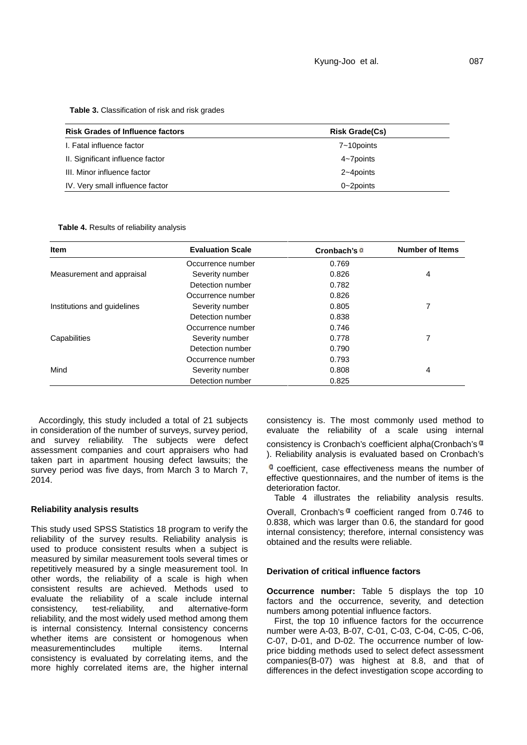**Table 3.** Classification of risk and risk grades

| Risk Grades of Influence factors | Risk Grade(Cs) |
|---|---|
| I. Fatal influence factor | 7~10points |
| II. Significant influence factor | 4~7points |
| III. Minor influence factor | 2~4points |
| IV. Very small influence factor | 0~2points |

**Table 4.** Results of reliability analysis

| Item | Evaluation Scale | Cronbach's α | Number of Items |
|---|---|---|---|
| Measurement and appraisal | Occurrence number | 0.769 | 4 |
| | Severity number | 0.826 | |
| | Detection number | 0.782 | |
| Institutions and guidelines | Occurrence number | 0.826 | 7 |
| | Severity number | 0.805 | |
| | Detection number | 0.838 | |
| Capabilities | Occurrence number | 0.746 | 7 |
| | Severity number | 0.778 | |
| | Detection number | 0.790 | |
| Mind | Occurrence number | 0.793 | 4 |
| | Severity number | 0.808 | |
| | Detection number | 0.825 | |

Accordingly, this study included a total of 21 subjects in consideration of the number of surveys, survey period, and survey reliability. The subjects were defect assessment companies and court appraisers who had taken part in apartment housing defect lawsuits; the survey period was five days, from March 3 to March 7, 2014.

### Reliability analysis results

This study used SPSS Statistics 18 program to verify the reliability of the survey results. Reliability analysis is used to produce consistent results when a subject is measured by similar measurement tools several times or repetitively measured by a single measurement tool. In other words, the reliability of a scale is high when consistent results are achieved. Methods used to evaluate the reliability of a scale include internal consistency, test-reliability, and alternative-form reliability, and the most widely used method among them is internal consistency. Internal consistency concerns whether items are consistent or homogenous when measurementincludes multiple items. Internal consistency is evaluated by correlating items, and the more highly correlated items are, the higher internal consistency is. The most commonly used method to evaluate the reliability of a scale using internal consistency is Cronbach's coefficient alpha(Cronbach's α). Reliability analysis is evaluated based on Cronbach's α coefficient, case effectiveness means the number of effective questionnaires, and the number of items is the deterioration factor.

Table 4 illustrates the reliability analysis results. Overall, Cronbach's α coefficient ranged from 0.746 to 0.838, which was larger than 0.6, the standard for good internal consistency; therefore, internal consistency was obtained and the results were reliable.

### Derivation of critical influence factors

**Occurrence number:** Table 5 displays the top 10 factors and the occurrence, severity, and detection numbers among potential influence factors.

First, the top 10 influence factors for the occurrence number were A-03, B-07, C-01, C-03, C-04, C-05, C-06, C-07, D-01, and D-02. The occurrence number of low-price bidding methods used to select defect assessment companies(B-07) was highest at 8.8, and that of differences in the defect investigation scope according to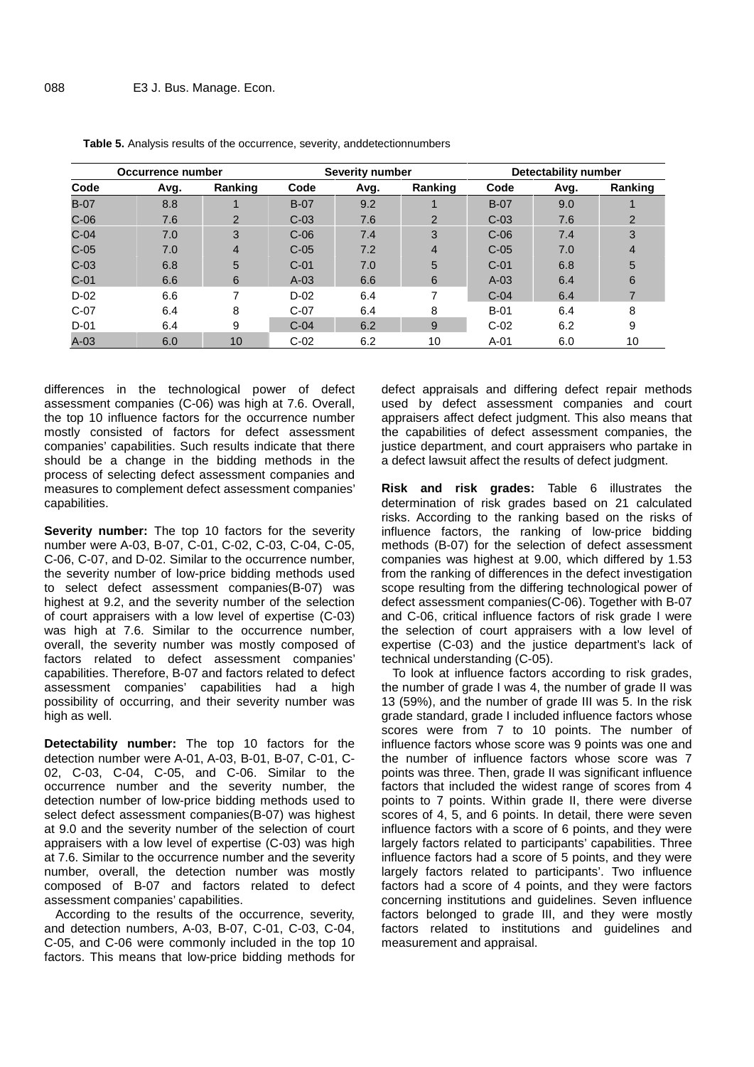**Table 5.** Analysis results of the occurrence, severity, anddetectionnumbers

| Occurrence number | | | Severity number | | | Detectability number | | |
|---|---|---|---|---|---|---|---|---|
| Code | Avg. | Ranking | Code | Avg. | Ranking | Code | Avg. | Ranking |
| B-07 | 8.8 | 1 | B-07 | 9.2 | 1 | B-07 | 9.0 | 1 |
| C-06 | 7.6 | 2 | C-03 | 7.6 | 2 | C-03 | 7.6 | 2 |
| C-04 | 7.0 | 3 | C-06 | 7.4 | 3 | C-06 | 7.4 | 3 |
| C-05 | 7.0 | 4 | C-05 | 7.2 | 4 | C-05 | 7.0 | 4 |
| C-03 | 6.8 | 5 | C-01 | 7.0 | 5 | C-01 | 6.8 | 5 |
| C-01 | 6.6 | 6 | A-03 | 6.6 | 6 | A-03 | 6.4 | 6 |
| D-02 | 6.6 | 7 | D-02 | 6.4 | 7 | C-04 | 6.4 | 7 |
| C-07 | 6.4 | 8 | C-07 | 6.4 | 8 | B-01 | 6.4 | 8 |
| D-01 | 6.4 | 9 | C-04 | 6.2 | 9 | C-02 | 6.2 | 9 |
| A-03 | 6.0 | 10 | C-02 | 6.2 | 10 | A-01 | 6.0 | 10 |

differences in the technological power of defect assessment companies (C-06) was high at 7.6. Overall, the top 10 influence factors for the occurrence number mostly consisted of factors for defect assessment companies' capabilities. Such results indicate that there should be a change in the bidding methods in the process of selecting defect assessment companies and measures to complement defect assessment companies' capabilities.

**Severity number:** The top 10 factors for the severity number were A-03, B-07, C-01, C-02, C-03, C-04, C-05, C-06, C-07, and D-02. Similar to the occurrence number, the severity number of low-price bidding methods used to select defect assessment companies(B-07) was highest at 9.2, and the severity number of the selection of court appraisers with a low level of expertise (C-03) was high at 7.6. Similar to the occurrence number, overall, the severity number was mostly composed of factors related to defect assessment companies' capabilities. Therefore, B-07 and factors related to defect assessment companies' capabilities had a high possibility of occurring, and their severity number was high as well.

**Detectability number:** The top 10 factors for the detection number were A-01, A-03, B-01, B-07, C-01, C-02, C-03, C-04, C-05, and C-06. Similar to the occurrence number and the severity number, the detection number of low-price bidding methods used to select defect assessment companies(B-07) was highest at 9.0 and the severity number of the selection of court appraisers with a low level of expertise (C-03) was high at 7.6. Similar to the occurrence number and the severity number, overall, the detection number was mostly composed of B-07 and factors related to defect assessment companies' capabilities.

According to the results of the occurrence, severity, and detection numbers, A-03, B-07, C-01, C-03, C-04, C-05, and C-06 were commonly included in the top 10 factors. This means that low-price bidding methods for defect appraisals and differing defect repair methods used by defect assessment companies and court appraisers affect defect judgment. This also means that the capabilities of defect assessment companies, the justice department, and court appraisers who partake in a defect lawsuit affect the results of defect judgment.

**Risk and risk grades:** Table 6 illustrates the determination of risk grades based on 21 calculated risks. According to the ranking based on the risks of influence factors, the ranking of low-price bidding methods (B-07) for the selection of defect assessment companies was highest at 9.00, which differed by 1.53 from the ranking of differences in the defect investigation scope resulting from the differing technological power of defect assessment companies(C-06). Together with B-07 and C-06, critical influence factors of risk grade I were the selection of court appraisers with a low level of expertise (C-03) and the justice department's lack of technical understanding (C-05).

To look at influence factors according to risk grades, the number of grade I was 4, the number of grade II was 13 (59%), and the number of grade III was 5. In the risk grade standard, grade I included influence factors whose scores were from 7 to 10 points. The number of influence factors whose score was 9 points was one and the number of influence factors whose score was 7 points was three. Then, grade II was significant influence factors that included the widest range of scores from 4 points to 7 points. Within grade II, there were diverse scores of 4, 5, and 6 points. In detail, there were seven influence factors with a score of 6 points, and they were largely factors related to participants' capabilities. Three influence factors had a score of 5 points, and they were largely factors related to participants'. Two influence factors had a score of 4 points, and they were factors concerning institutions and guidelines. Seven influence factors belonged to grade III, and they were mostly factors related to institutions and guidelines and measurement and appraisal.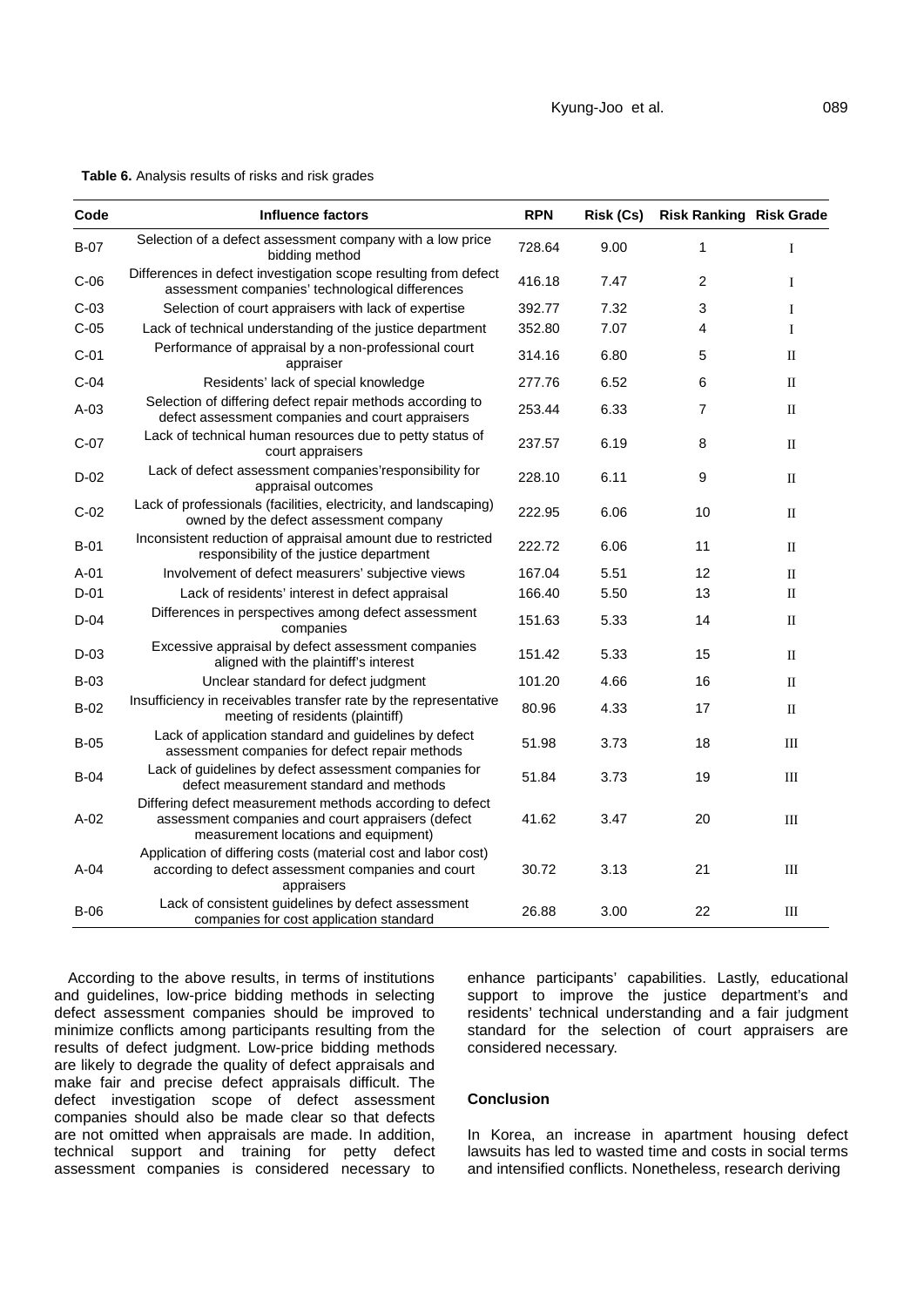**Table 6.** Analysis results of risks and risk grades

| Code | Influence factors | RPN | Risk (Cs) | Risk Ranking | Risk Grade |
|---|---|---|---|---|---|
| B-07 | Selection of a defect assessment company with a low price bidding method | 728.64 | 9.00 | 1 | I |
| C-06 | Differences in defect investigation scope resulting from defect assessment companies' technological differences | 416.18 | 7.47 | 2 | I |
| C-03 | Selection of court appraisers with lack of expertise | 392.77 | 7.32 | 3 | I |
| C-05 | Lack of technical understanding of the justice department | 352.80 | 7.07 | 4 | I |
| C-01 | Performance of appraisal by a non-professional court appraiser | 314.16 | 6.80 | 5 | II |
| C-04 | Residents' lack of special knowledge | 277.76 | 6.52 | 6 | II |
| A-03 | Selection of differing defect repair methods according to defect assessment companies and court appraisers | 253.44 | 6.33 | 7 | II |
| C-07 | Lack of technical human resources due to petty status of court appraisers | 237.57 | 6.19 | 8 | II |
| D-02 | Lack of defect assessment companies'responsibility for appraisal outcomes | 228.10 | 6.11 | 9 | II |
| C-02 | Lack of professionals (facilities, electricity, and landscaping) owned by the defect assessment company | 222.95 | 6.06 | 10 | II |
| B-01 | Inconsistent reduction of appraisal amount due to restricted responsibility of the justice department | 222.72 | 6.06 | 11 | II |
| A-01 | Involvement of defect measurers' subjective views | 167.04 | 5.51 | 12 | II |
| D-01 | Lack of residents' interest in defect appraisal | 166.40 | 5.50 | 13 | II |
| D-04 | Differences in perspectives among defect assessment companies | 151.63 | 5.33 | 14 | II |
| D-03 | Excessive appraisal by defect assessment companies aligned with the plaintiff's interest | 151.42 | 5.33 | 15 | II |
| B-03 | Unclear standard for defect judgment | 101.20 | 4.66 | 16 | II |
| B-02 | Insufficiency in receivables transfer rate by the representative meeting of residents (plaintiff) | 80.96 | 4.33 | 17 | II |
| B-05 | Lack of application standard and guidelines by defect assessment companies for defect repair methods | 51.98 | 3.73 | 18 | III |
| B-04 | Lack of guidelines by defect assessment companies for defect measurement standard and methods | 51.84 | 3.73 | 19 | III |
| A-02 | Differing defect measurement methods according to defect assessment companies and court appraisers (defect measurement locations and equipment) | 41.62 | 3.47 | 20 | III |
| A-04 | Application of differing costs (material cost and labor cost) according to defect assessment companies and court appraisers | 30.72 | 3.13 | 21 | III |
| B-06 | Lack of consistent guidelines by defect assessment companies for cost application standard | 26.88 | 3.00 | 22 | III |

According to the above results, in terms of institutions and guidelines, low-price bidding methods in selecting defect assessment companies should be improved to minimize conflicts among participants resulting from the results of defect judgment. Low-price bidding methods are likely to degrade the quality of defect appraisals and make fair and precise defect appraisals difficult. The defect investigation scope of defect assessment companies should also be made clear so that defects are not omitted when appraisals are made. In addition, technical support and training for petty defect assessment companies is considered necessary to enhance participants' capabilities. Lastly, educational support to improve the justice department's and residents' technical understanding and a fair judgment standard for the selection of court appraisers are considered necessary.

## Conclusion

In Korea, an increase in apartment housing defect lawsuits has led to wasted time and costs in social terms and intensified conflicts. Nonetheless, research deriving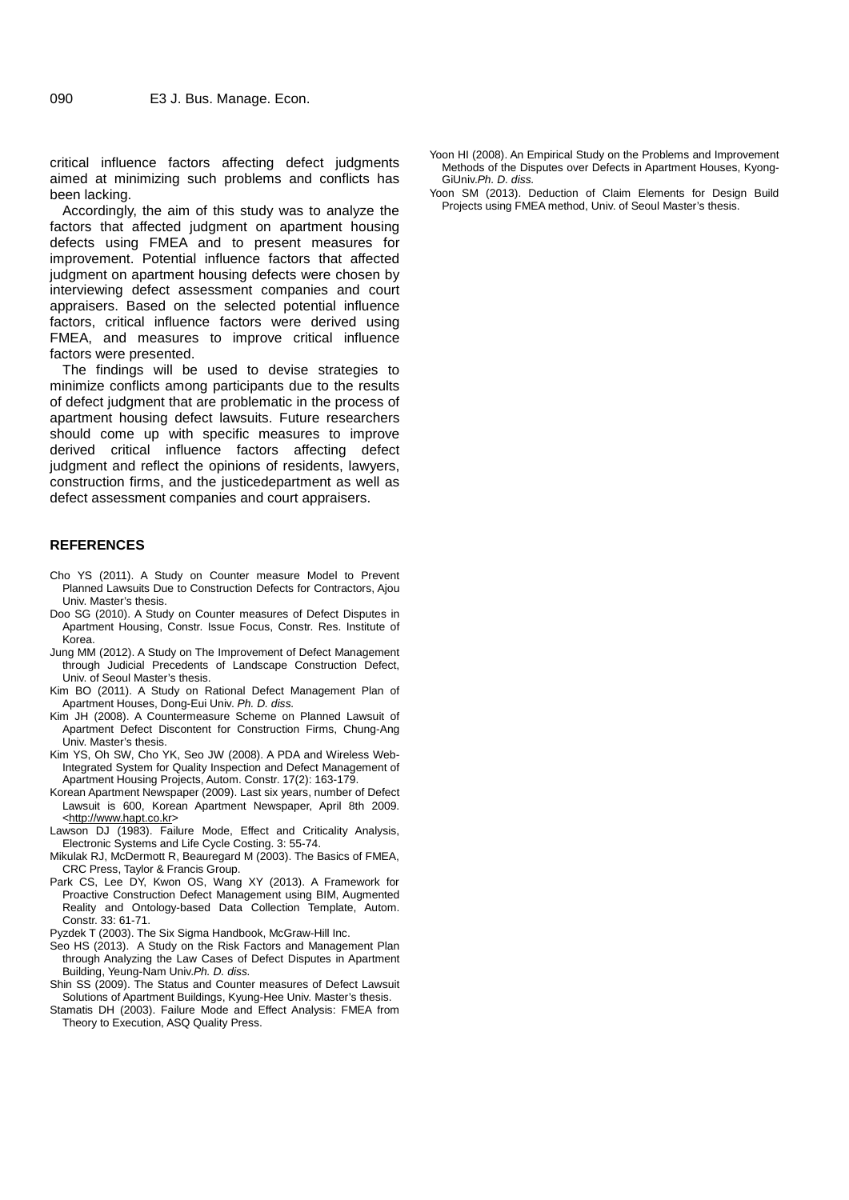critical influence factors affecting defect judgments aimed at minimizing such problems and conflicts has been lacking.

Accordingly, the aim of this study was to analyze the factors that affected judgment on apartment housing defects using FMEA and to present measures for improvement. Potential influence factors that affected judgment on apartment housing defects were chosen by interviewing defect assessment companies and court appraisers. Based on the selected potential influence factors, critical influence factors were derived using FMEA, and measures to improve critical influence factors were presented.

The findings will be used to devise strategies to minimize conflicts among participants due to the results of defect judgment that are problematic in the process of apartment housing defect lawsuits. Future researchers should come up with specific measures to improve derived critical influence factors affecting defect judgment and reflect the opinions of residents, lawyers, construction firms, and the justicedepartment as well as defect assessment companies and court appraisers.

## REFERENCES

Cho YS (2011). A Study on Counter measure Model to Prevent Planned Lawsuits Due to Construction Defects for Contractors, Ajou Univ. Master's thesis.

Doo SG (2010). A Study on Counter measures of Defect Disputes in Apartment Housing, Constr. Issue Focus, Constr. Res. Institute of Korea.

Jung MM (2012). A Study on The Improvement of Defect Management through Judicial Precedents of Landscape Construction Defect, Univ. of Seoul Master's thesis.

Kim BO (2011). A Study on Rational Defect Management Plan of Apartment Houses, Dong-Eui Univ. *Ph. D. diss.*

Kim JH (2008). A Countermeasure Scheme on Planned Lawsuit of Apartment Defect Discontent for Construction Firms, Chung-Ang Univ. Master's thesis.

Kim YS, Oh SW, Cho YK, Seo JW (2008). A PDA and Wireless Web-Integrated System for Quality Inspection and Defect Management of Apartment Housing Projects, Autom. Constr. 17(2): 163-179.

Korean Apartment Newspaper (2009). Last six years, number of Defect Lawsuit is 600, Korean Apartment Newspaper, April 8th 2009. <http://www.hapt.co.kr>

Lawson DJ (1983). Failure Mode, Effect and Criticality Analysis, Electronic Systems and Life Cycle Costing. 3: 55-74.

Mikulak RJ, McDermott R, Beauregard M (2003). The Basics of FMEA, CRC Press, Taylor & Francis Group.

Park CS, Lee DY, Kwon OS, Wang XY (2013). A Framework for Proactive Construction Defect Management using BIM, Augmented Reality and Ontology-based Data Collection Template, Autom. Constr. 33: 61-71.

Pyzdek T (2003). The Six Sigma Handbook, McGraw-Hill Inc.

Seo HS (2013). A Study on the Risk Factors and Management Plan through Analyzing the Law Cases of Defect Disputes in Apartment Building, Yeung-Nam Univ.*Ph. D. diss.*

Shin SS (2009). The Status and Counter measures of Defect Lawsuit Solutions of Apartment Buildings, Kyung-Hee Univ. Master's thesis.

Stamatis DH (2003). Failure Mode and Effect Analysis: FMEA from Theory to Execution, ASQ Quality Press.

Yoon HI (2008). An Empirical Study on the Problems and Improvement Methods of the Disputes over Defects in Apartment Houses, Kyong-GiUniv.*Ph. D. diss.*

Yoon SM (2013). Deduction of Claim Elements for Design Build Projects using FMEA method, Univ. of Seoul Master's thesis.